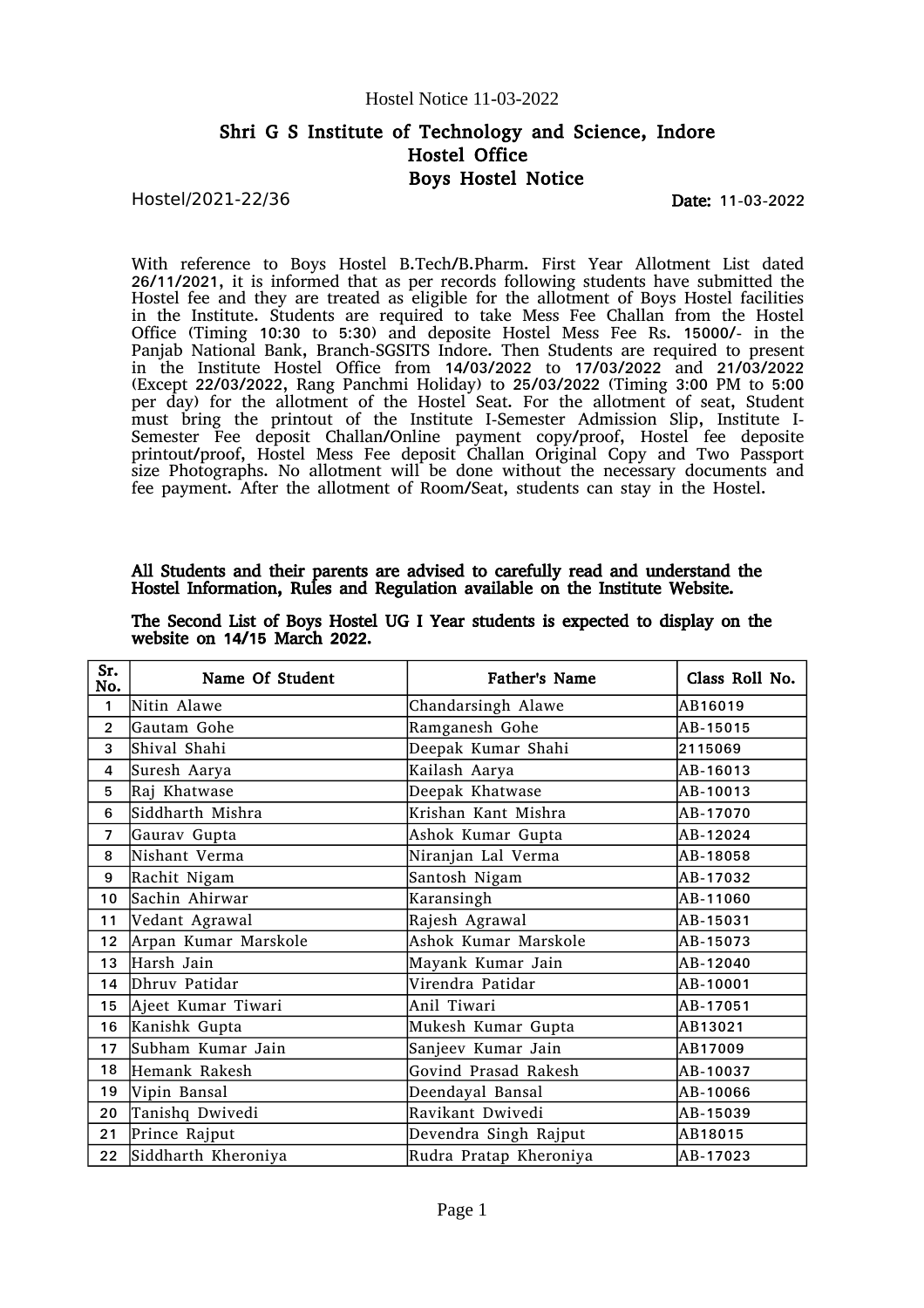Hostel Notice 11-03-2022

# Shri G S Institute of Technology and Science, Indore

## Hostel Office

## Boys Hostel Notice

Hostel/2021-22/36

**Date:** 11-03-2022

With reference to Boys Hostel B.Tech/B.Pharm. First Year Allotment List dated 26/11/2021, it is informed that as per records following students have submitted the Hostel fee and they are treated as eligible for the allotment of Boys Hostel facilities in the Institute. Students are required to take Mess Fee Challan from the Hostel Office (Timing 10:30 to 5:30) and deposite Hostel Mess Fee Rs. 15000/- in the Panjab National Bank, Branch-SGSITS Indore. Then Students are required to present in the Institute Hostel Office from 14/03/2022 to 17/03/2022 and 21/03/2022 (Except 22/03/2022, Rang Panchmi Holiday) to 25/03/2022 (Timing 3:00 PM to 5:00 per day) for the allotment of the Hostel Seat. For the allotment of seat, Student must bring the printout of the Institute I-Semester Admission Slip, Institute I-Semester Fee deposit Challan/Online payment copy/proof, Hostel fee deposite printout/proof, Hostel Mess Fee deposit Challan Original Copy and Two Passport size Photographs. No allotment will be done without the necessary documents and fee payment. After the allotment of Room/Seat, students can stay in the Hostel.

**All Students and their parents are advised to carefully read and understand the Hostel Information, Rules and Regulation available on the Institute Website.**

**The Second List of Boys Hostel UG I Year students is expected to display on the website on 14/15 March 2022.**

| Sr. No. | Name Of Student | Father's Name | Class Roll No. |
|---|---|---|---|
| 1 | Nitin Alawe | Chandarsingh Alawe | AB16019 |
| 2 | Gautam Gohe | Ramganesh Gohe | AB-15015 |
| 3 | Shival Shahi | Deepak Kumar Shahi | 2115069 |
| 4 | Suresh Aarya | Kailash Aarya | AB-16013 |
| 5 | Raj Khatwase | Deepak Khatwase | AB-10013 |
| 6 | Siddharth Mishra | Krishan Kant Mishra | AB-17070 |
| 7 | Gaurav Gupta | Ashok Kumar Gupta | AB-12024 |
| 8 | Nishant Verma | Niranjan Lal Verma | AB-18058 |
| 9 | Rachit Nigam | Santosh Nigam | AB-17032 |
| 10 | Sachin Ahirwar | Karansingh | AB-11060 |
| 11 | Vedant Agrawal | Rajesh Agrawal | AB-15031 |
| 12 | Arpan Kumar Marskole | Ashok Kumar Marskole | AB-15073 |
| 13 | Harsh Jain | Mayank Kumar Jain | AB-12040 |
| 14 | Dhruv Patidar | Virendra Patidar | AB-10001 |
| 15 | Ajeet Kumar Tiwari | Anil Tiwari | AB-17051 |
| 16 | Kanishk Gupta | Mukesh Kumar Gupta | AB13021 |
| 17 | Subham Kumar Jain | Sanjeev Kumar Jain | AB17009 |
| 18 | Hemank Rakesh | Govind Prasad Rakesh | AB-10037 |
| 19 | Vipin Bansal | Deendayal Bansal | AB-10066 |
| 20 | Tanishq Dwivedi | Ravikant Dwivedi | AB-15039 |
| 21 | Prince Rajput | Devendra Singh Rajput | AB18015 |
| 22 | Siddharth Kheroniya | Rudra Pratap Kheroniya | AB-17023 |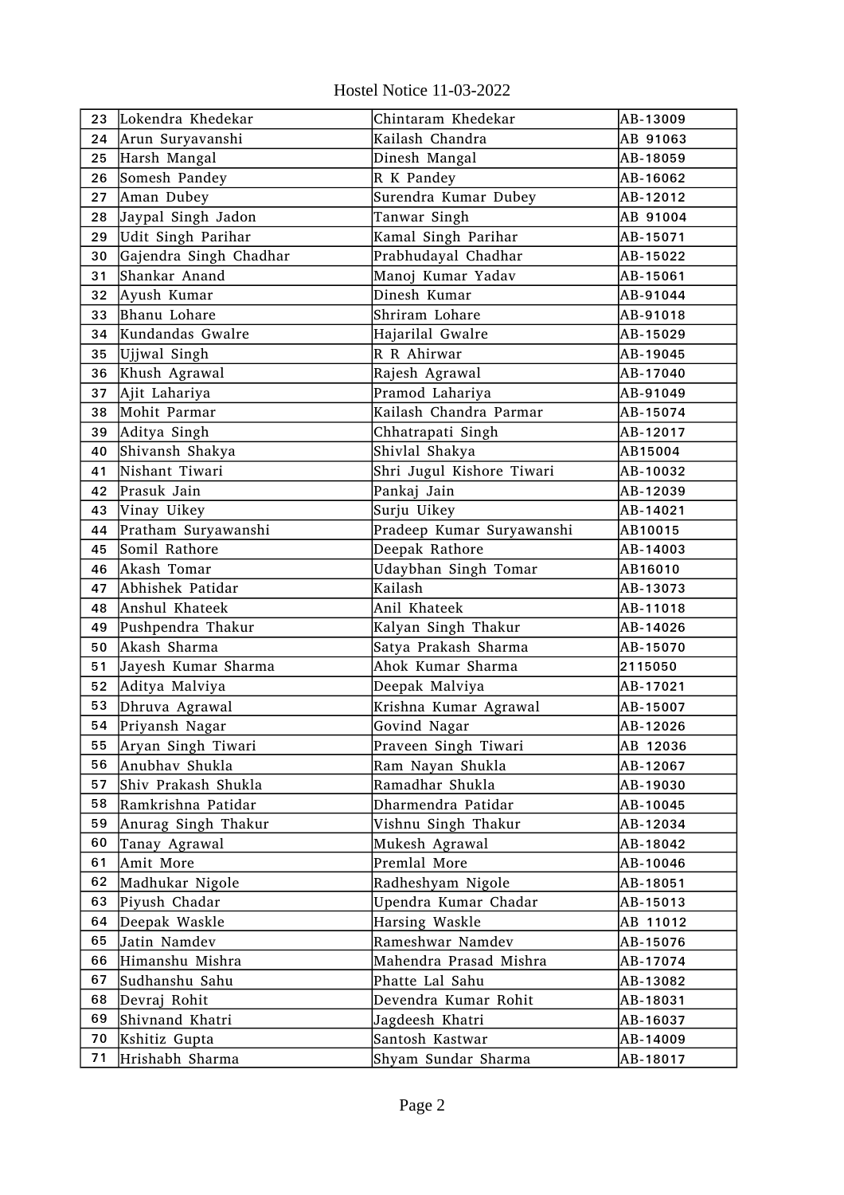Hostel Notice 11-03-2022

| | | | |
|---|---|---|---|
| 23 | Lokendra Khedekar | Chintaram Khedekar | AB-13009 |
| 24 | Arun Suryavanshi | Kailash Chandra | AB 91063 |
| 25 | Harsh Mangal | Dinesh Mangal | AB-18059 |
| 26 | Somesh Pandey | R K Pandey | AB-16062 |
| 27 | Aman Dubey | Surendra Kumar Dubey | AB-12012 |
| 28 | Jaypal Singh Jadon | Tanwar Singh | AB 91004 |
| 29 | Udit Singh Parihar | Kamal Singh Parihar | AB-15071 |
| 30 | Gajendra Singh Chadhar | Prabhudayal Chadhar | AB-15022 |
| 31 | Shankar Anand | Manoj Kumar Yadav | AB-15061 |
| 32 | Ayush Kumar | Dinesh Kumar | AB-91044 |
| 33 | Bhanu Lohare | Shriram Lohare | AB-91018 |
| 34 | Kundandas Gwalre | Hajarilal Gwalre | AB-15029 |
| 35 | Ujjwal Singh | R R Ahirwar | AB-19045 |
| 36 | Khush Agrawal | Rajesh Agrawal | AB-17040 |
| 37 | Ajit Lahariya | Pramod Lahariya | AB-91049 |
| 38 | Mohit Parmar | Kailash Chandra Parmar | AB-15074 |
| 39 | Aditya Singh | Chhatrapati Singh | AB-12017 |
| 40 | Shivansh Shakya | Shivlal Shakya | AB15004 |
| 41 | Nishant Tiwari | Shri Jugul Kishore Tiwari | AB-10032 |
| 42 | Prasuk Jain | Pankaj Jain | AB-12039 |
| 43 | Vinay Uikey | Surju Uikey | AB-14021 |
| 44 | Pratham Suryawanshi | Pradeep Kumar Suryawanshi | AB10015 |
| 45 | Somil Rathore | Deepak Rathore | AB-14003 |
| 46 | Akash Tomar | Udaybhan Singh Tomar | AB16010 |
| 47 | Abhishek Patidar | Kailash | AB-13073 |
| 48 | Anshul Khateek | Anil Khateek | AB-11018 |
| 49 | Pushpendra Thakur | Kalyan Singh Thakur | AB-14026 |
| 50 | Akash Sharma | Satya Prakash Sharma | AB-15070 |
| 51 | Jayesh Kumar Sharma | Ahok Kumar Sharma | 2115050 |
| 52 | Aditya Malviya | Deepak Malviya | AB-17021 |
| 53 | Dhruva Agrawal | Krishna Kumar Agrawal | AB-15007 |
| 54 | Priyansh Nagar | Govind Nagar | AB-12026 |
| 55 | Aryan Singh Tiwari | Praveen Singh Tiwari | AB 12036 |
| 56 | Anubhav Shukla | Ram Nayan Shukla | AB-12067 |
| 57 | Shiv Prakash Shukla | Ramadhar Shukla | AB-19030 |
| 58 | Ramkrishna Patidar | Dharmendra Patidar | AB-10045 |
| 59 | Anurag Singh Thakur | Vishnu Singh Thakur | AB-12034 |
| 60 | Tanay Agrawal | Mukesh Agrawal | AB-18042 |
| 61 | Amit More | Premlal More | AB-10046 |
| 62 | Madhukar Nigole | Radheshyam Nigole | AB-18051 |
| 63 | Piyush Chadar | Upendra Kumar Chadar | AB-15013 |
| 64 | Deepak Waskle | Harsing Waskle | AB 11012 |
| 65 | Jatin Namdev | Rameshwar Namdev | AB-15076 |
| 66 | Himanshu Mishra | Mahendra Prasad Mishra | AB-17074 |
| 67 | Sudhanshu Sahu | Phatte Lal Sahu | AB-13082 |
| 68 | Devraj Rohit | Devendra Kumar Rohit | AB-18031 |
| 69 | Shivnand Khatri | Jagdeesh Khatri | AB-16037 |
| 70 | Kshitiz Gupta | Santosh Kastwar | AB-14009 |
| 71 | Hrishabh Sharma | Shyam Sundar Sharma | AB-18017 |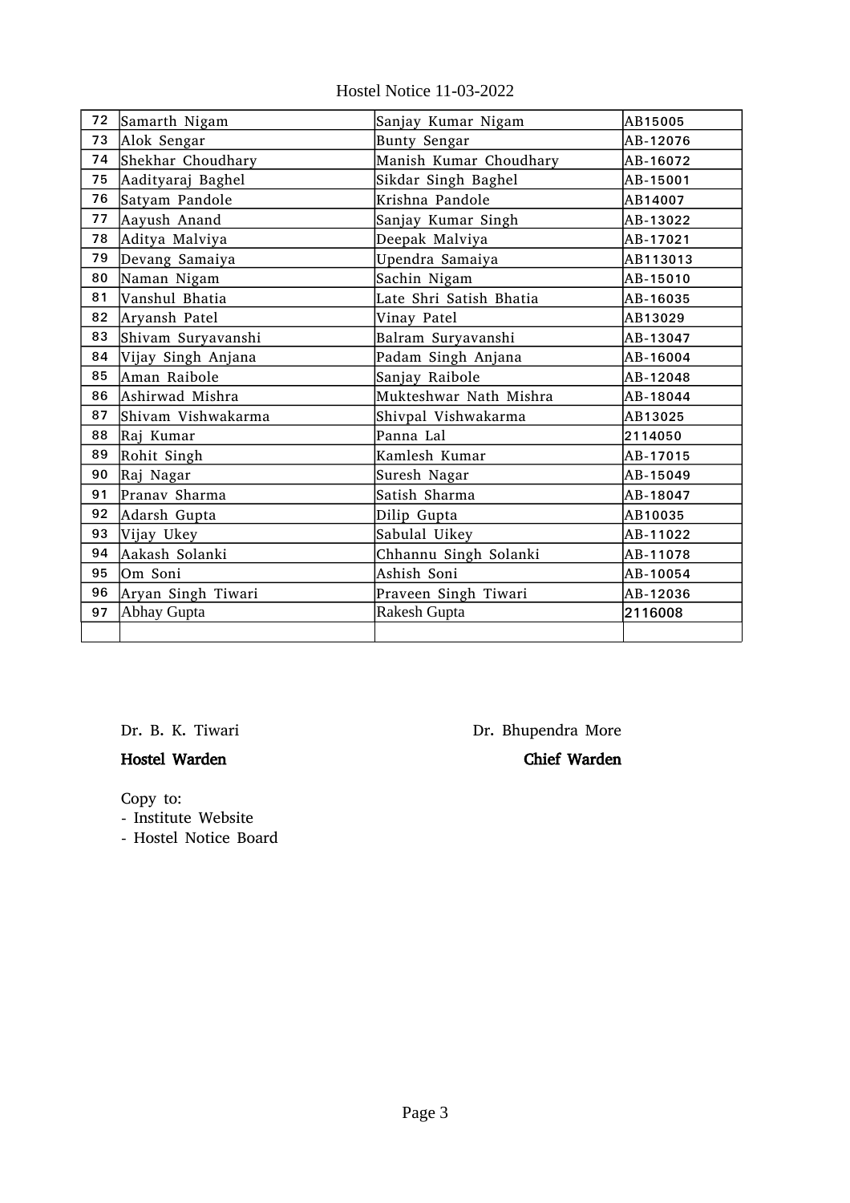Hostel Notice 11-03-2022

| | | | |
|---|---|---|---|
| 72 | Samarth Nigam | Sanjay Kumar Nigam | AB15005 |
| 73 | Alok Sengar | Bunty Sengar | AB-12076 |
| 74 | Shekhar Choudhary | Manish Kumar Choudhary | AB-16072 |
| 75 | Aadityaraj Baghel | Sikdar Singh Baghel | AB-15001 |
| 76 | Satyam Pandole | Krishna Pandole | AB14007 |
| 77 | Aayush Anand | Sanjay Kumar Singh | AB-13022 |
| 78 | Aditya Malviya | Deepak Malviya | AB-17021 |
| 79 | Devang Samaiya | Upendra Samaiya | AB113013 |
| 80 | Naman Nigam | Sachin Nigam | AB-15010 |
| 81 | Vanshul Bhatia | Late Shri Satish Bhatia | AB-16035 |
| 82 | Aryansh Patel | Vinay Patel | AB13029 |
| 83 | Shivam Suryavanshi | Balram Suryavanshi | AB-13047 |
| 84 | Vijay Singh Anjana | Padam Singh Anjana | AB-16004 |
| 85 | Aman Raibole | Sanjay Raibole | AB-12048 |
| 86 | Ashirwad Mishra | Mukteshwar Nath Mishra | AB-18044 |
| 87 | Shivam Vishwakarma | Shivpal Vishwakarma | AB13025 |
| 88 | Raj Kumar | Panna Lal | 2114050 |
| 89 | Rohit Singh | Kamlesh Kumar | AB-17015 |
| 90 | Raj Nagar | Suresh Nagar | AB-15049 |
| 91 | Pranav Sharma | Satish Sharma | AB-18047 |
| 92 | Adarsh Gupta | Dilip Gupta | AB10035 |
| 93 | Vijay Ukey | Sabulal Uikey | AB-11022 |
| 94 | Aakash Solanki | Chhannu Singh Solanki | AB-11078 |
| 95 | Om Soni | Ashish Soni | AB-10054 |
| 96 | Aryan Singh Tiwari | Praveen Singh Tiwari | AB-12036 |
| 97 | Abhay Gupta | Rakesh Gupta | 2116008 |
| | | | |

Dr. B. K. Tiwari
**Hostel Warden**

Dr. Bhupendra More
**Chief Warden**

Copy to:
- Institute Website
- Hostel Notice Board